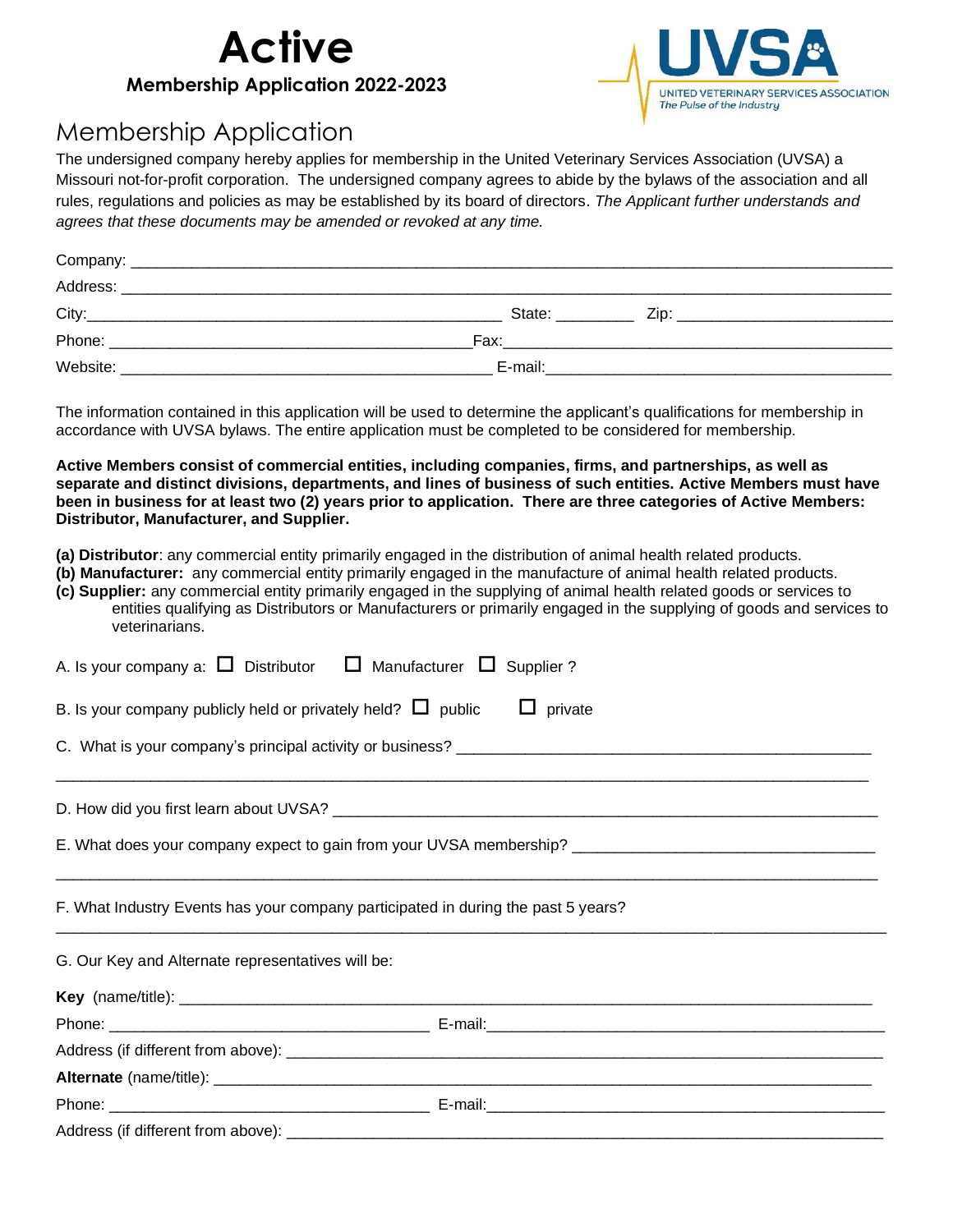# Active

**Membership Application 2022-2023**

UVSA
UNITED VETERINARY SERVICES ASSOCIATION
*The Pulse of the Industry*

## Membership Application

The undersigned company hereby applies for membership in the United Veterinary Services Association (UVSA) a Missouri not-for-profit corporation. The undersigned company agrees to abide by the bylaws of the association and all rules, regulations and policies as may be established by its board of directors. *The Applicant further understands and agrees that these documents may be amended or revoked at any time.*

Company: ______________________________________________________________

Address: ______________________________________________________________

City: ______________________________ State: _________ Zip: ____________________

Phone: ______________________________ Fax: ______________________________

Website: ______________________________ E-mail: ______________________________

The information contained in this application will be used to determine the applicant's qualifications for membership in accordance with UVSA bylaws. The entire application must be completed to be considered for membership.

**Active Members consist of commercial entities, including companies, firms, and partnerships, as well as separate and distinct divisions, departments, and lines of business of such entities. Active Members must have been in business for at least two (2) years prior to application. There are three categories of Active Members: Distributor, Manufacturer, and Supplier.**

**(a) Distributor**: any commercial entity primarily engaged in the distribution of animal health related products.
**(b) Manufacturer:** any commercial entity primarily engaged in the manufacture of animal health related products.
**(c) Supplier:** any commercial entity primarily engaged in the supplying of animal health related goods or services to entities qualifying as Distributors or Manufacturers or primarily engaged in the supplying of goods and services to veterinarians.

A. Is your company a: ☐ Distributor ☐ Manufacturer ☐ Supplier ?

B. Is your company publicly held or privately held? ☐ public ☐ private

C. What is your company's principal activity or business? ______________________________

______________________________________________________________

D. How did you first learn about UVSA? ______________________________

E. What does your company expect to gain from your UVSA membership? ______________________________

______________________________________________________________

F. What Industry Events has your company participated in during the past 5 years?

______________________________________________________________

G. Our Key and Alternate representatives will be:

**Key** (name/title): ______________________________

Phone: ______________________________ E-mail: ______________________________

Address (if different from above): ______________________________

**Alternate** (name/title): ______________________________

Phone: ______________________________ E-mail: ______________________________

Address (if different from above): ______________________________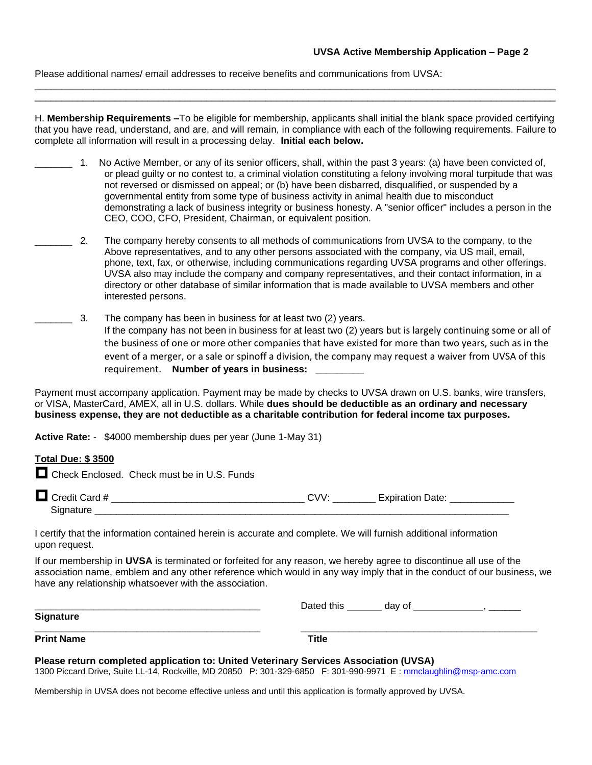**UVSA Active Membership Application – Page 2**

Please additional names/ email addresses to receive benefits and communications from UVSA:

____________________________________________________________________________________________________
____________________________________________________________________________________________________

H. **Membership Requirements –**To be eligible for membership, applicants shall initial the blank space provided certifying that you have read, understand, and are, and will remain, in compliance with each of the following requirements. Failure to complete all information will result in a processing delay. **Initial each below.**

_______ 1. No Active Member, or any of its senior officers, shall, within the past 3 years: (a) have been convicted of, or plead guilty or no contest to, a criminal violation constituting a felony involving moral turpitude that was not reversed or dismissed on appeal; or (b) have been disbarred, disqualified, or suspended by a governmental entity from some type of business activity in animal health due to misconduct demonstrating a lack of business integrity or business honesty. A "senior officer" includes a person in the CEO, COO, CFO, President, Chairman, or equivalent position.

_______ 2. The company hereby consents to all methods of communications from UVSA to the company, to the Above representatives, and to any other persons associated with the company, via US mail, email, phone, text, fax, or otherwise, including communications regarding UVSA programs and other offerings. UVSA also may include the company and company representatives, and their contact information, in a directory or other database of similar information that is made available to UVSA members and other interested persons.

_______ 3. The company has been in business for at least two (2) years.
If the company has not been in business for at least two (2) years but is largely continuing some or all of the business of one or more other companies that have existed for more than two years, such as in the event of a merger, or a sale or spinoff a division, the company may request a waiver from UVSA of this requirement. **Number of years in business: ________**

Payment must accompany application. Payment may be made by checks to UVSA drawn on U.S. banks, wire transfers, or VISA, MasterCard, AMEX, all in U.S. dollars. While **dues should be deductible as an ordinary and necessary business expense, they are not deductible as a charitable contribution for federal income tax purposes.**

**Active Rate:** - $4000 membership dues per year (June 1-May 31)

**Total Due: $ 3500**

☐ Check Enclosed. Check must be in U.S. Funds

☐ Credit Card # ___________________________________ CVV: ________ Expiration Date: ____________
Signature ____________________________________________________________________________

I certify that the information contained herein is accurate and complete. We will furnish additional information upon request.

If our membership in **UVSA** is terminated or forfeited for any reason, we hereby agree to discontinue all use of the association name, emblem and any other reference which would in any way imply that in the conduct of our business, we have any relationship whatsoever with the association.

__________________________________________ Dated this ______ day of _____________, ______

**Signature**

__________________________________________ ____________________________________________

**Print Name** **Title**

**Please return completed application to: United Veterinary Services Association (UVSA)**
1300 Piccard Drive, Suite LL-14, Rockville, MD 20850 P: 301-329-6850 F: 301-990-9971 E : mmclaughlin@msp-amc.com

Membership in UVSA does not become effective unless and until this application is formally approved by UVSA.